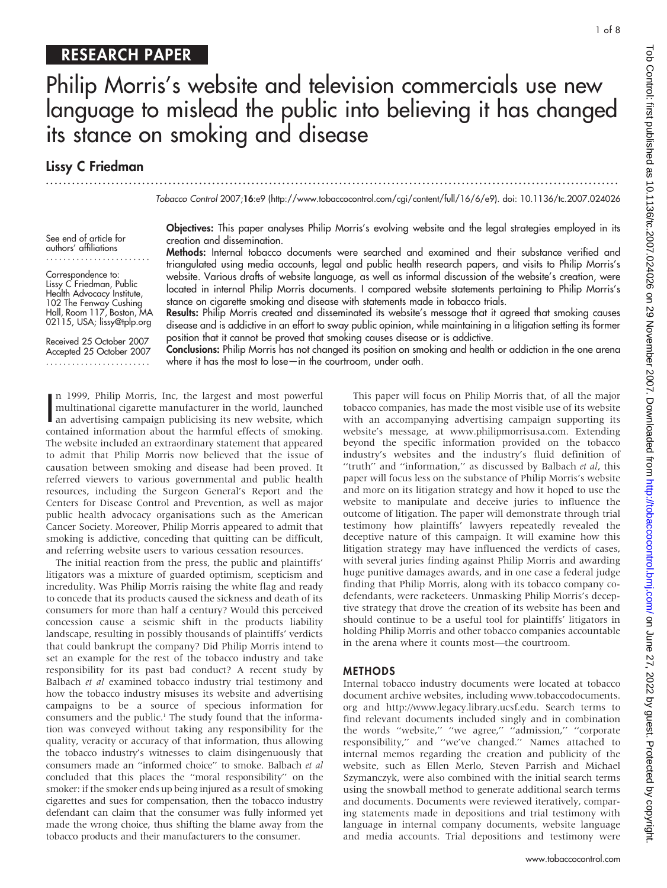RESEARCH PAPER

# Philip Morris's website and television commercials use new language to mislead the public into believing it has changed its stance on smoking and disease

## Lissy C Friedman

*Tobacco Control* 2007;**16**:e9 (http://www.tobaccocontrol.com/cgi/content/full/16/6/e9). doi: 10.1136/tc.2007.024026

See end of article for authors' affiliations

Correspondence to: Lissy C Friedman, Public Health Advocacy Institute, 102 The Fenway Cushing Hall, Room 117, Boston, MA 02115, USA; lissy@tplp.org

Received 25 October 2007
Accepted 25 October 2007

**Objectives:** This paper analyses Philip Morris's evolving website and the legal strategies employed in its creation and dissemination.

**Methods:** Internal tobacco documents were searched and examined and their substance verified and triangulated using media accounts, legal and public health research papers, and visits to Philip Morris's website. Various drafts of website language, as well as informal discussion of the website's creation, were located in internal Philip Morris documents. I compared website statements pertaining to Philip Morris's stance on cigarette smoking and disease with statements made in tobacco trials.

**Results:** Philip Morris created and disseminated its website's message that it agreed that smoking causes disease and is addictive in an effort to sway public opinion, while maintaining in a litigation setting its former position that it cannot be proved that smoking causes disease or is addictive.

**Conclusions:** Philip Morris has not changed its position on smoking and health or addiction in the one arena where it has the most to lose—in the courtroom, under oath.

In 1999, Philip Morris, Inc, the largest and most powerful multinational cigarette manufacturer in the world, launched an advertising campaign publicising its new website, which contained information about the harmful effects of smoking. The website included an extraordinary statement that appeared to admit that Philip Morris now believed that the issue of causation between smoking and disease had been proved. It referred viewers to various governmental and public health resources, including the Surgeon General's Report and the Centers for Disease Control and Prevention, as well as major public health advocacy organisations such as the American Cancer Society. Moreover, Philip Morris appeared to admit that smoking is addictive, conceding that quitting can be difficult, and referring website users to various cessation resources.

The initial reaction from the press, the public and plaintiffs' litigators was a mixture of guarded optimism, scepticism and incredulity. Was Philip Morris raising the white flag and ready to concede that its products caused the sickness and death of its consumers for more than half a century? Would this perceived concession cause a seismic shift in the products liability landscape, resulting in possibly thousands of plaintiffs' verdicts that could bankrupt the company? Did Philip Morris intend to set an example for the rest of the tobacco industry and take responsibility for its past bad conduct? A recent study by Balbach *et al* examined tobacco industry trial testimony and how the tobacco industry misuses its website and advertising campaigns to be a source of specious information for consumers and the public.[1] The study found that the information was conveyed without taking any responsibility for the quality, veracity or accuracy of that information, thus allowing the tobacco industry's witnesses to claim disingenuously that consumers made an "informed choice" to smoke. Balbach *et al* concluded that this places the "moral responsibility" on the smoker: if the smoker ends up being injured as a result of smoking cigarettes and sues for compensation, then the tobacco industry defendant can claim that the consumer was fully informed yet made the wrong choice, thus shifting the blame away from the tobacco products and their manufacturers to the consumer.

This paper will focus on Philip Morris that, of all the major tobacco companies, has made the most visible use of its website with an accompanying advertising campaign supporting its website's message, at www.philipmorrisusa.com. Extending beyond the specific information provided on the tobacco industry's websites and the industry's fluid definition of "truth" and "information," as discussed by Balbach *et al*, this paper will focus less on the substance of Philip Morris's website and more on its litigation strategy and how it hoped to use the website to manipulate and deceive juries to influence the outcome of litigation. The paper will demonstrate through trial testimony how plaintiffs' lawyers repeatedly revealed the deceptive nature of this campaign. It will examine how this litigation strategy may have influenced the verdicts of cases, with several juries finding against Philip Morris and awarding huge punitive damages awards, and in one case a federal judge finding that Philip Morris, along with its tobacco company co-defendants, were racketeers. Unmasking Philip Morris's deceptive strategy that drove the creation of its website has been and should continue to be a useful tool for plaintiffs' litigators in holding Philip Morris and other tobacco companies accountable in the arena where it counts most—the courtroom.

## METHODS

Internal tobacco industry documents were located at tobacco document archive websites, including www.tobaccodocuments.org and http://www.legacy.library.ucsf.edu. Search terms to find relevant documents included singly and in combination the words "website," "we agree," "admission," "corporate responsibility," and "we've changed." Names attached to internal memos regarding the creation and publicity of the website, such as Ellen Merlo, Steven Parrish and Michael Szymanczyk, were also combined with the initial search terms using the snowball method to generate additional search terms and documents. Documents were reviewed iteratively, comparing statements made in depositions and trial testimony with language in internal company documents, website language and media accounts. Trial depositions and testimony were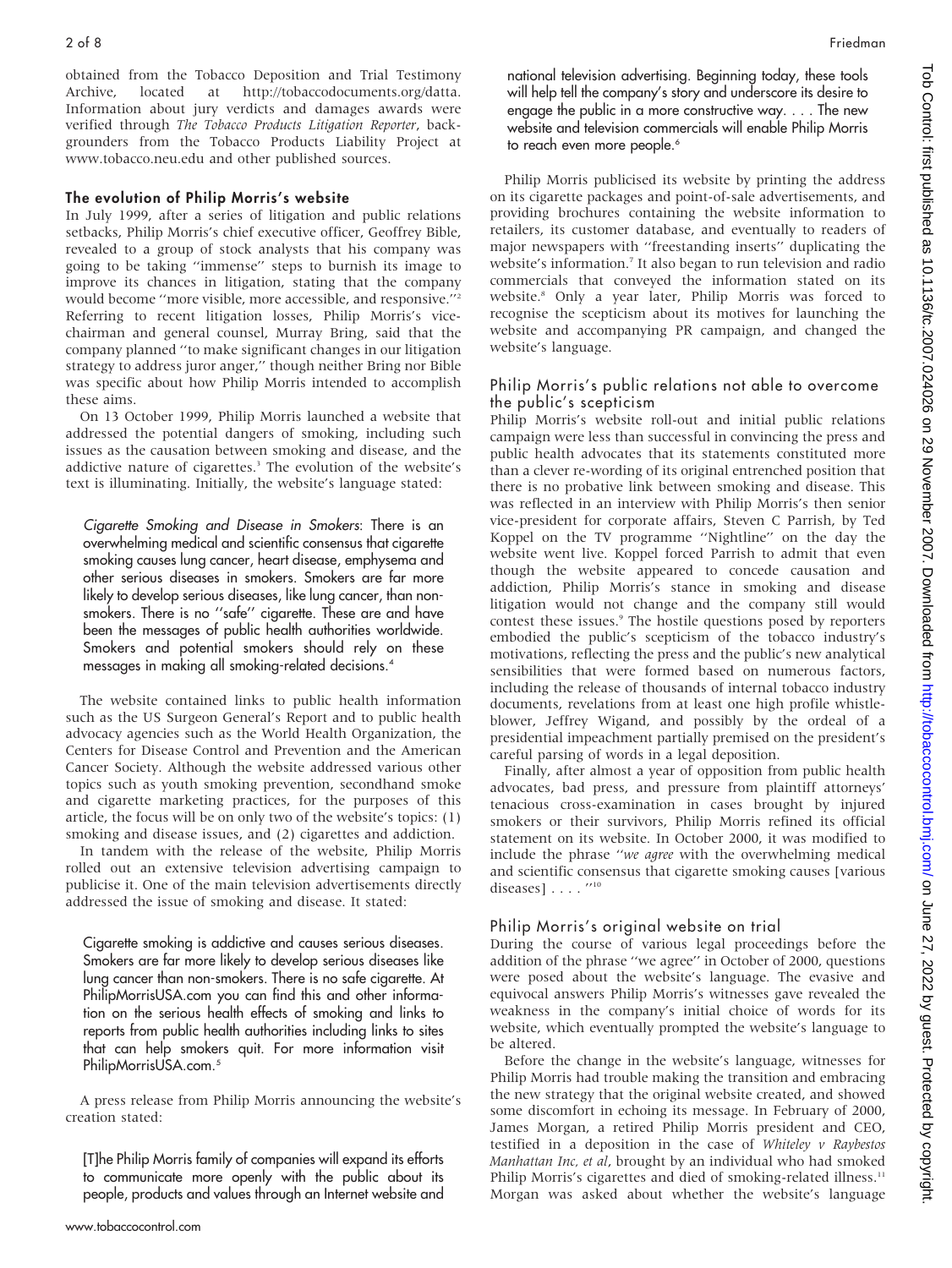obtained from the Tobacco Deposition and Trial Testimony Archive, located at http://tobaccodocuments.org/datta. Information about jury verdicts and damages awards were verified through *The Tobacco Products Litigation Reporter*, backgrounders from the Tobacco Products Liability Project at www.tobacco.neu.edu and other published sources.

## The evolution of Philip Morris's website

In July 1999, after a series of litigation and public relations setbacks, Philip Morris's chief executive officer, Geoffrey Bible, revealed to a group of stock analysts that his company was going to be taking ''immense'' steps to burnish its image to improve its chances in litigation, stating that the company would become ''more visible, more accessible, and responsive.''[2] Referring to recent litigation losses, Philip Morris's vice-chairman and general counsel, Murray Bring, said that the company planned ''to make significant changes in our litigation strategy to address juror anger,'' though neither Bring nor Bible was specific about how Philip Morris intended to accomplish these aims.

On 13 October 1999, Philip Morris launched a website that addressed the potential dangers of smoking, including such issues as the causation between smoking and disease, and the addictive nature of cigarettes.[3] The evolution of the website's text is illuminating. Initially, the website's language stated:

> *Cigarette Smoking and Disease in Smokers*: There is an overwhelming medical and scientific consensus that cigarette smoking causes lung cancer, heart disease, emphysema and other serious diseases in smokers. Smokers are far more likely to develop serious diseases, like lung cancer, than non-smokers. There is no ''safe'' cigarette. These are and have been the messages of public health authorities worldwide. Smokers and potential smokers should rely on these messages in making all smoking-related decisions.[4]

The website contained links to public health information such as the US Surgeon General's Report and to public health advocacy agencies such as the World Health Organization, the Centers for Disease Control and Prevention and the American Cancer Society. Although the website addressed various other topics such as youth smoking prevention, secondhand smoke and cigarette marketing practices, for the purposes of this article, the focus will be on only two of the website's topics: (1) smoking and disease issues, and (2) cigarettes and addiction.

In tandem with the release of the website, Philip Morris rolled out an extensive television advertising campaign to publicise it. One of the main television advertisements directly addressed the issue of smoking and disease. It stated:

> Cigarette smoking is addictive and causes serious diseases. Smokers are far more likely to develop serious diseases like lung cancer than non-smokers. There is no safe cigarette. At PhilipMorrisUSA.com you can find this and other information on the serious health effects of smoking and links to reports from public health authorities including links to sites that can help smokers quit. For more information visit PhilipMorrisUSA.com.[5]

A press release from Philip Morris announcing the website's creation stated:

> [T]he Philip Morris family of companies will expand its efforts to communicate more openly with the public about its people, products and values through an Internet website and national television advertising. Beginning today, these tools will help tell the company's story and underscore its desire to engage the public in a more constructive way. . . . The new website and television commercials will enable Philip Morris to reach even more people.[6]

Philip Morris publicised its website by printing the address on its cigarette packages and point-of-sale advertisements, and providing brochures containing the website information to retailers, its customer database, and eventually to readers of major newspapers with ''freestanding inserts'' duplicating the website's information.[7] It also began to run television and radio commercials that conveyed the information stated on its website.[8] Only a year later, Philip Morris was forced to recognise the scepticism about its motives for launching the website and accompanying PR campaign, and changed the website's language.

### Philip Morris's public relations not able to overcome the public's scepticism

Philip Morris's website roll-out and initial public relations campaign were less than successful in convincing the press and public health advocates that its statements constituted more than a clever re-wording of its original entrenched position that there is no probative link between smoking and disease. This was reflected in an interview with Philip Morris's then senior vice-president for corporate affairs, Steven C Parrish, by Ted Koppel on the TV programme ''Nightline'' on the day the website went live. Koppel forced Parrish to admit that even though the website appeared to concede causation and addiction, Philip Morris's stance in smoking and disease litigation would not change and the company still would contest these issues.[9] The hostile questions posed by reporters embodied the public's scepticism of the tobacco industry's motivations, reflecting the press and the public's new analytical sensibilities that were formed based on numerous factors, including the release of thousands of internal tobacco industry documents, revelations from at least one high profile whistle-blower, Jeffrey Wigand, and possibly by the ordeal of a presidential impeachment partially premised on the president's careful parsing of words in a legal deposition.

Finally, after almost a year of opposition from public health advocates, bad press, and pressure from plaintiff attorneys' tenacious cross-examination in cases brought by injured smokers or their survivors, Philip Morris refined its official statement on its website. In October 2000, it was modified to include the phrase ''*we agree* with the overwhelming medical and scientific consensus that cigarette smoking causes [various diseases] . . . .''[10]

### Philip Morris's original website on trial

During the course of various legal proceedings before the addition of the phrase ''we agree'' in October of 2000, questions were posed about the website's language. The evasive and equivocal answers Philip Morris's witnesses gave revealed the weakness in the company's initial choice of words for its website, which eventually prompted the website's language to be altered.

Before the change in the website's language, witnesses for Philip Morris had trouble making the transition and embracing the new strategy that the original website created, and showed some discomfort in echoing its message. In February of 2000, James Morgan, a retired Philip Morris president and CEO, testified in a deposition in the case of *Whiteley v Raybestos Manhattan Inc, et al*, brought by an individual who had smoked Philip Morris's cigarettes and died of smoking-related illness.[11] Morgan was asked about whether the website's language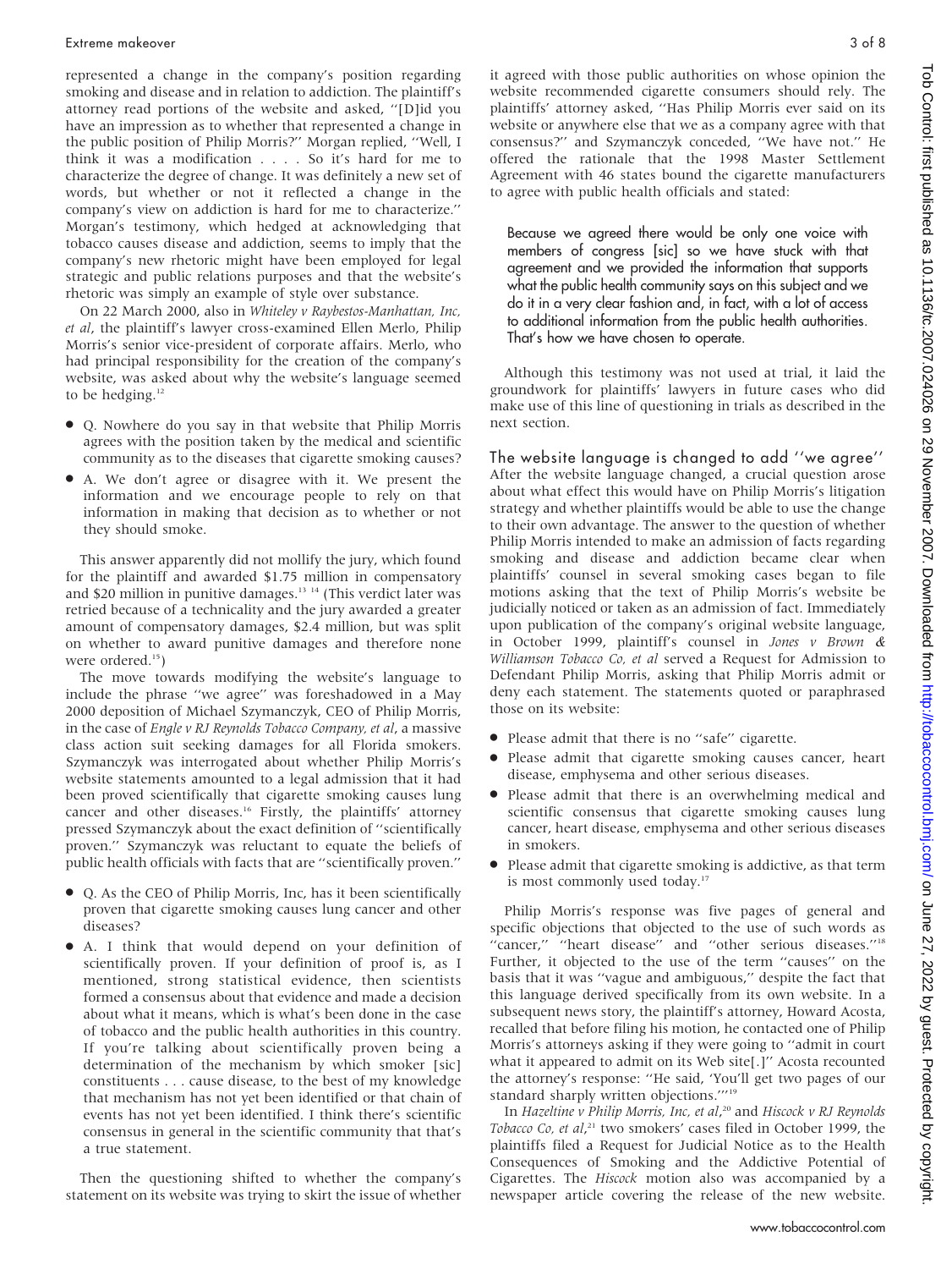represented a change in the company's position regarding smoking and disease and in relation to addiction. The plaintiff's attorney read portions of the website and asked, ''[D]id you have an impression as to whether that represented a change in the public position of Philip Morris?'' Morgan replied, ''Well, I think it was a modification . . . . So it's hard for me to characterize the degree of change. It was definitely a new set of words, but whether or not it reflected a change in the company's view on addiction is hard for me to characterize.'' Morgan's testimony, which hedged at acknowledging that tobacco causes disease and addiction, seems to imply that the company's new rhetoric might have been employed for legal strategic and public relations purposes and that the website's rhetoric was simply an example of style over substance.

On 22 March 2000, also in *Whiteley v Raybestos-Manhattan, Inc, et al*, the plaintiff's lawyer cross-examined Ellen Merlo, Philip Morris's senior vice-president of corporate affairs. Merlo, who had principal responsibility for the creation of the company's website, was asked about why the website's language seemed to be hedging.[12]

- Q. Nowhere do you say in that website that Philip Morris agrees with the position taken by the medical and scientific community as to the diseases that cigarette smoking causes?
- A. We don't agree or disagree with it. We present the information and we encourage people to rely on that information in making that decision as to whether or not they should smoke.

This answer apparently did not mollify the jury, which found for the plaintiff and awarded $1.75 million in compensatory and $20 million in punitive damages.[13 14] (This verdict later was retried because of a technicality and the jury awarded a greater amount of compensatory damages, $2.4 million, but was split on whether to award punitive damages and therefore none were ordered.[15])

The move towards modifying the website's language to include the phrase ''we agree'' was foreshadowed in a May 2000 deposition of Michael Szymanczyk, CEO of Philip Morris, in the case of *Engle v RJ Reynolds Tobacco Company, et al*, a massive class action suit seeking damages for all Florida smokers. Szymanczyk was interrogated about whether Philip Morris's website statements amounted to a legal admission that it had been proved scientifically that cigarette smoking causes lung cancer and other diseases.[16] Firstly, the plaintiffs' attorney pressed Szymanczyk about the exact definition of ''scientifically proven.'' Szymanczyk was reluctant to equate the beliefs of public health officials with facts that are ''scientifically proven.''

- Q. As the CEO of Philip Morris, Inc, has it been scientifically proven that cigarette smoking causes lung cancer and other diseases?
- A. I think that would depend on your definition of scientifically proven. If your definition of proof is, as I mentioned, strong statistical evidence, then scientists formed a consensus about that evidence and made a decision about what it means, which is what's been done in the case of tobacco and the public health authorities in this country. If you're talking about scientifically proven being a determination of the mechanism by which smoker [sic] constituents . . . cause disease, to the best of my knowledge that mechanism has not yet been identified or that chain of events has not yet been identified. I think there's scientific consensus in general in the scientific community that that's a true statement.

Then the questioning shifted to whether the company's statement on its website was trying to skirt the issue of whether it agreed with those public authorities on whose opinion the website recommended cigarette consumers should rely. The plaintiffs' attorney asked, ''Has Philip Morris ever said on its website or anywhere else that we as a company agree with that consensus?'' and Szymanczyk conceded, ''We have not.'' He offered the rationale that the 1998 Master Settlement Agreement with 46 states bound the cigarette manufacturers to agree with public health officials and stated:

> Because we agreed there would be only one voice with members of congress [sic] so we have stuck with that agreement and we provided the information that supports what the public health community says on this subject and we do it in a very clear fashion and, in fact, with a lot of access to additional information from the public health authorities. That's how we have chosen to operate.

Although this testimony was not used at trial, it laid the groundwork for plaintiffs' lawyers in future cases who did make use of this line of questioning in trials as described in the next section.

## The website language is changed to add ''we agree''

After the website language changed, a crucial question arose about what effect this would have on Philip Morris's litigation strategy and whether plaintiffs would be able to use the change to their own advantage. The answer to the question of whether Philip Morris intended to make an admission of facts regarding smoking and disease and addiction became clear when plaintiffs' counsel in several smoking cases began to file motions asking that the text of Philip Morris's website be judicially noticed or taken as an admission of fact. Immediately upon publication of the company's original website language, in October 1999, plaintiff's counsel in *Jones v Brown & Williamson Tobacco Co, et al* served a Request for Admission to Defendant Philip Morris, asking that Philip Morris admit or deny each statement. The statements quoted or paraphrased those on its website:

- Please admit that there is no ''safe'' cigarette.
- Please admit that cigarette smoking causes cancer, heart disease, emphysema and other serious diseases.
- Please admit that there is an overwhelming medical and scientific consensus that cigarette smoking causes lung cancer, heart disease, emphysema and other serious diseases in smokers.
- Please admit that cigarette smoking is addictive, as that term is most commonly used today.[17]

Philip Morris's response was five pages of general and specific objections that objected to the use of such words as ''cancer,'' ''heart disease'' and ''other serious diseases.''[18] Further, it objected to the use of the term ''causes'' on the basis that it was ''vague and ambiguous,'' despite the fact that this language derived specifically from its own website. In a subsequent news story, the plaintiff's attorney, Howard Acosta, recalled that before filing his motion, he contacted one of Philip Morris's attorneys asking if they were going to ''admit in court what it appeared to admit on its Web site[.]'' Acosta recounted the attorney's response: ''He said, 'You'll get two pages of our standard sharply written objections.'''[19]

In *Hazeltine v Philip Morris, Inc, et al*,[20] and *Hiscock v RJ Reynolds Tobacco Co, et al*,[21] two smokers' cases filed in October 1999, the plaintiffs filed a Request for Judicial Notice as to the Health Consequences of Smoking and the Addictive Potential of Cigarettes. The *Hiscock* motion also was accompanied by a newspaper article covering the release of the new website.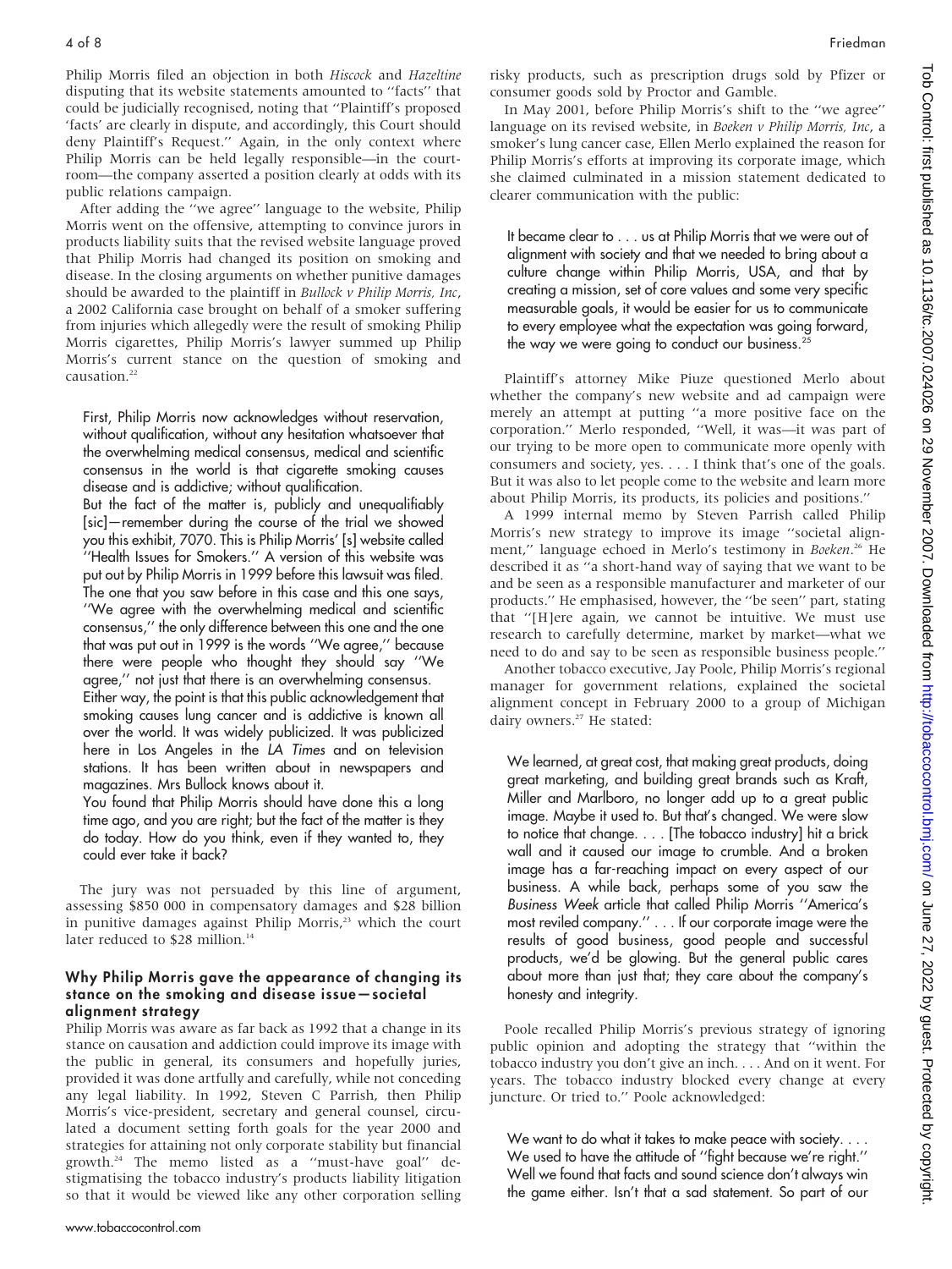Philip Morris filed an objection in both *Hiscock* and *Hazeltine* disputing that its website statements amounted to ''facts'' that could be judicially recognised, noting that ''Plaintiff's proposed 'facts' are clearly in dispute, and accordingly, this Court should deny Plaintiff's Request.'' Again, in the only context where Philip Morris can be held legally responsible—in the courtroom—the company asserted a position clearly at odds with its public relations campaign.

After adding the ''we agree'' language to the website, Philip Morris went on the offensive, attempting to convince jurors in products liability suits that the revised website language proved that Philip Morris had changed its position on smoking and disease. In the closing arguments on whether punitive damages should be awarded to the plaintiff in *Bullock v Philip Morris, Inc*, a 2002 California case brought on behalf of a smoker suffering from injuries which allegedly were the result of smoking Philip Morris cigarettes, Philip Morris's lawyer summed up Philip Morris's current stance on the question of smoking and causation.[22]

> First, Philip Morris now acknowledges without reservation, without qualification, without any hesitation whatsoever that the overwhelming medical consensus, medical and scientific consensus in the world is that cigarette smoking causes disease and is addictive; without qualification.
>
> But the fact of the matter is, publicly and unequalifiably [sic]—remember during the course of the trial we showed you this exhibit, 7070. This is Philip Morris' [s] website called ''Health Issues for Smokers.'' A version of this website was put out by Philip Morris in 1999 before this lawsuit was filed. The one that you saw before in this case and this one says, ''We agree with the overwhelming medical and scientific consensus,'' the only difference between this one and the one that was put out in 1999 is the words ''We agree,'' because there were people who thought they should say ''We agree,'' not just that there is an overwhelming consensus.
>
> Either way, the point is that this public acknowledgement that smoking causes lung cancer and is addictive is known all over the world. It was widely publicized. It was publicized here in Los Angeles in the *LA Times* and on television stations. It has been written about in newspapers and magazines. Mrs Bullock knows about it.
>
> You found that Philip Morris should have done this a long time ago, and you are right; but the fact of the matter is they do today. How do you think, even if they wanted to, they could ever take it back?

The jury was not persuaded by this line of argument, assessing $850 000 in compensatory damages and $28 billion in punitive damages against Philip Morris,[23] which the court later reduced to $28 million.[14]

### Why Philip Morris gave the appearance of changing its stance on the smoking and disease issue—societal alignment strategy

Philip Morris was aware as far back as 1992 that a change in its stance on causation and addiction could improve its image with the public in general, its consumers and hopefully juries, provided it was done artfully and carefully, while not conceding any legal liability. In 1992, Steven C Parrish, then Philip Morris's vice-president, secretary and general counsel, circulated a document setting forth goals for the year 2000 and strategies for attaining not only corporate stability but financial growth.[24] The memo listed as a ''must-have goal'' destigmatising the tobacco industry's products liability litigation so that it would be viewed like any other corporation selling risky products, such as prescription drugs sold by Pfizer or consumer goods sold by Proctor and Gamble.

In May 2001, before Philip Morris's shift to the ''we agree'' language on its revised website, in *Boeken v Philip Morris, Inc*, a smoker's lung cancer case, Ellen Merlo explained the reason for Philip Morris's efforts at improving its corporate image, which she claimed culminated in a mission statement dedicated to clearer communication with the public:

> It became clear to . . . us at Philip Morris that we were out of alignment with society and that we needed to bring about a culture change within Philip Morris, USA, and that by creating a mission, set of core values and some very specific measurable goals, it would be easier for us to communicate to every employee what the expectation was going forward, the way we were going to conduct our business.[25]

Plaintiff's attorney Mike Piuze questioned Merlo about whether the company's new website and ad campaign were merely an attempt at putting ''a more positive face on the corporation.'' Merlo responded, ''Well, it was—it was part of our trying to be more open to communicate more openly with consumers and society, yes. . . . I think that's one of the goals. But it was also to let people come to the website and learn more about Philip Morris, its products, its policies and positions.''

A 1999 internal memo by Steven Parrish called Philip Morris's new strategy to improve its image ''societal alignment,'' language echoed in Merlo's testimony in *Boeken*.[26] He described it as ''a short-hand way of saying that we want to be and be seen as a responsible manufacturer and marketer of our products.'' He emphasised, however, the ''be seen'' part, stating that ''[H]ere again, we cannot be intuitive. We must use research to carefully determine, market by market—what we need to do and say to be seen as responsible business people.''

Another tobacco executive, Jay Poole, Philip Morris's regional manager for government relations, explained the societal alignment concept in February 2000 to a group of Michigan dairy owners.[27] He stated:

> We learned, at great cost, that making great products, doing great marketing, and building great brands such as Kraft, Miller and Marlboro, no longer add up to a great public image. Maybe it used to. But that's changed. We were slow to notice that change. . . . [The tobacco industry] hit a brick wall and it caused our image to crumble. And a broken image has a far-reaching impact on every aspect of our business. A while back, perhaps some of you saw the *Business Week* article that called Philip Morris ''America's most reviled company.'' . . . If our corporate image were the results of good business, good people and successful products, we'd be glowing. But the general public cares about more than just that; they care about the company's honesty and integrity.

Poole recalled Philip Morris's previous strategy of ignoring public opinion and adopting the strategy that ''within the tobacco industry you don't give an inch. . . . And on it went. For years. The tobacco industry blocked every change at every juncture. Or tried to.'' Poole acknowledged:

> We want to do what it takes to make peace with society. . . . We used to have the attitude of ''fight because we're right.'' Well we found that facts and sound science don't always win the game either. Isn't that a sad statement. So part of our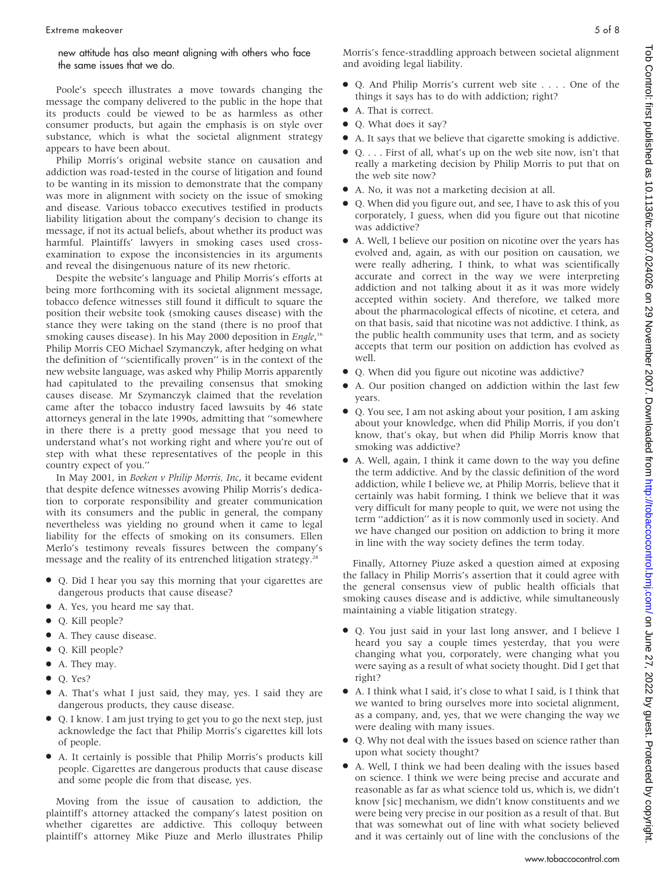new attitude has also meant aligning with others who face the same issues that we do.

Poole's speech illustrates a move towards changing the message the company delivered to the public in the hope that its products could be viewed to be as harmless as other consumer products, but again the emphasis is on style over substance, which is what the societal alignment strategy appears to have been about.

Philip Morris's original website stance on causation and addiction was road-tested in the course of litigation and found to be wanting in its mission to demonstrate that the company was more in alignment with society on the issue of smoking and disease. Various tobacco executives testified in products liability litigation about the company's decision to change its message, if not its actual beliefs, about whether its product was harmful. Plaintiffs' lawyers in smoking cases used cross-examination to expose the inconsistencies in its arguments and reveal the disingenuous nature of its new rhetoric.

Despite the website's language and Philip Morris's efforts at being more forthcoming with its societal alignment message, tobacco defence witnesses still found it difficult to square the position their website took (smoking causes disease) with the stance they were taking on the stand (there is no proof that smoking causes disease). In his May 2000 deposition in *Engle*,[16] Philip Morris CEO Michael Szymanczyk, after hedging on what the definition of "scientifically proven" is in the context of the new website language, was asked why Philip Morris apparently had capitulated to the prevailing consensus that smoking causes disease. Mr Szymanczyk claimed that the revelation came after the tobacco industry faced lawsuits by 46 state attorneys general in the late 1990s, admitting that "somewhere in there there is a pretty good message that you need to understand what's not working right and where you're out of step with what these representatives of the people in this country expect of you."

In May 2001, in *Boeken v Philip Morris, Inc*, it became evident that despite defence witnesses avowing Philip Morris's dedication to corporate responsibility and greater communication with its consumers and the public in general, the company nevertheless was yielding no ground when it came to legal liability for the effects of smoking on its consumers. Ellen Merlo's testimony reveals fissures between the company's message and the reality of its entrenched litigation strategy.[28]

- Q. Did I hear you say this morning that your cigarettes are dangerous products that cause disease?
- A. Yes, you heard me say that.
- Q. Kill people?
- A. They cause disease.
- Q. Kill people?
- A. They may.
- Q. Yes?
- A. That's what I just said, they may, yes. I said they are dangerous products, they cause disease.
- Q. I know. I am just trying to get you to go the next step, just acknowledge the fact that Philip Morris's cigarettes kill lots of people.
- A. It certainly is possible that Philip Morris's products kill people. Cigarettes are dangerous products that cause disease and some people die from that disease, yes.

Moving from the issue of causation to addiction, the plaintiff's attorney attacked the company's latest position on whether cigarettes are addictive. This colloquy between plaintiff's attorney Mike Piuze and Merlo illustrates Philip Morris's fence-straddling approach between societal alignment and avoiding legal liability.

- Q. And Philip Morris's current web site . . . . One of the things it says has to do with addiction; right?
- A. That is correct.
- Q. What does it say?
- A. It says that we believe that cigarette smoking is addictive.
- Q. . . . First of all, what's up on the web site now, isn't that really a marketing decision by Philip Morris to put that on the web site now?
- A. No, it was not a marketing decision at all.
- Q. When did you figure out, and see, I have to ask this of you corporately, I guess, when did you figure out that nicotine was addictive?
- A. Well, I believe our position on nicotine over the years has evolved and, again, as with our position on causation, we were really adhering, I think, to what was scientifically accurate and correct in the way we were interpreting addiction and not talking about it as it was more widely accepted within society. And therefore, we talked more about the pharmacological effects of nicotine, et cetera, and on that basis, said that nicotine was not addictive. I think, as the public health community uses that term, and as society accepts that term our position on addiction has evolved as well.
- Q. When did you figure out nicotine was addictive?
- A. Our position changed on addiction within the last few years.
- Q. You see, I am not asking about your position, I am asking about your knowledge, when did Philip Morris, if you don't know, that's okay, but when did Philip Morris know that smoking was addictive?
- A. Well, again, I think it came down to the way you define the term addictive. And by the classic definition of the word addiction, while I believe we, at Philip Morris, believe that it certainly was habit forming, I think we believe that it was very difficult for many people to quit, we were not using the term "addiction" as it is now commonly used in society. And we have changed our position on addiction to bring it more in line with the way society defines the term today.

Finally, Attorney Piuze asked a question aimed at exposing the fallacy in Philip Morris's assertion that it could agree with the general consensus view of public health officials that smoking causes disease and is addictive, while simultaneously maintaining a viable litigation strategy.

- Q. You just said in your last long answer, and I believe I heard you say a couple times yesterday, that you were changing what you, corporately, were changing what you were saying as a result of what society thought. Did I get that right?
- A. I think what I said, it's close to what I said, is I think that we wanted to bring ourselves more into societal alignment, as a company, and, yes, that we were changing the way we were dealing with many issues.
- Q. Why not deal with the issues based on science rather than upon what society thought?
- A. Well, I think we had been dealing with the issues based on science. I think we were being precise and accurate and reasonable as far as what science told us, which is, we didn't know [sic] mechanism, we didn't know constituents and we were being very precise in our position as a result of that. But that was somewhat out of line with what society believed and it was certainly out of line with the conclusions of the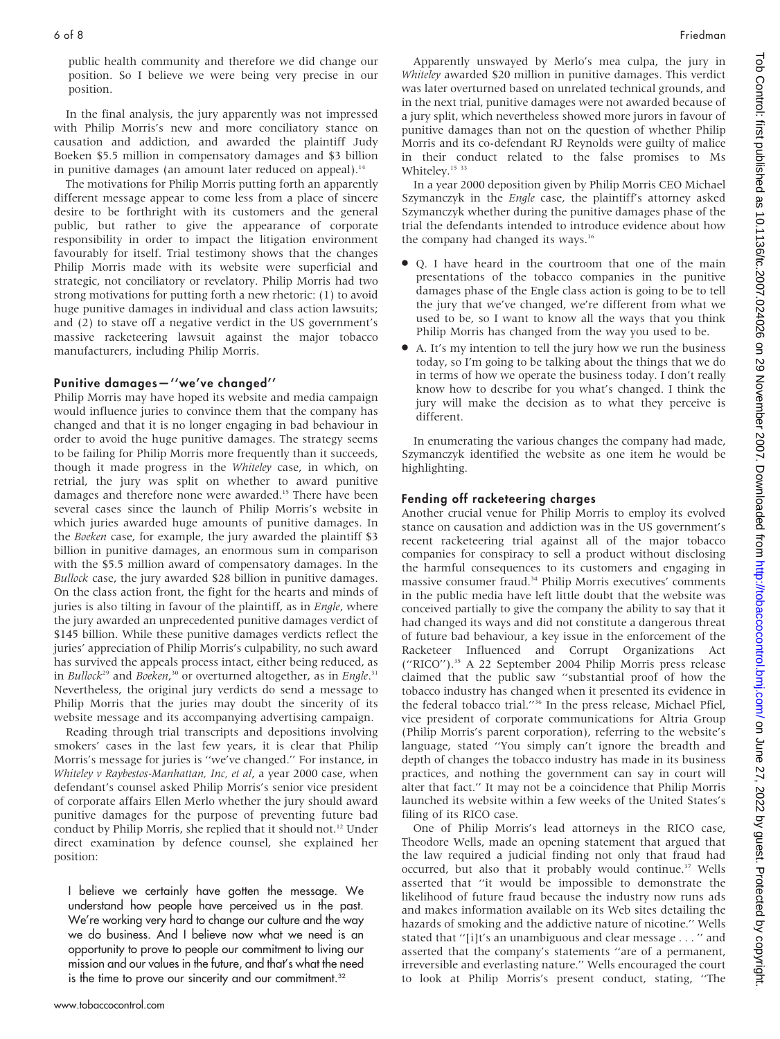public health community and therefore we did change our position. So I believe we were being very precise in our position.

In the final analysis, the jury apparently was not impressed with Philip Morris's new and more conciliatory stance on causation and addiction, and awarded the plaintiff Judy Boeken $5.5 million in compensatory damages and $3 billion in punitive damages (an amount later reduced on appeal).[14]

The motivations for Philip Morris putting forth an apparently different message appear to come less from a place of sincere desire to be forthright with its customers and the general public, but rather to give the appearance of corporate responsibility in order to impact the litigation environment favourably for itself. Trial testimony shows that the changes Philip Morris made with its website were superficial and strategic, not conciliatory or revelatory. Philip Morris had two strong motivations for putting forth a new rhetoric: (1) to avoid huge punitive damages in individual and class action lawsuits; and (2) to stave off a negative verdict in the US government's massive racketeering lawsuit against the major tobacco manufacturers, including Philip Morris.

### Punitive damages—''we've changed''

Philip Morris may have hoped its website and media campaign would influence juries to convince them that the company has changed and that it is no longer engaging in bad behaviour in order to avoid the huge punitive damages. The strategy seems to be failing for Philip Morris more frequently than it succeeds, though it made progress in the *Whiteley* case, in which, on retrial, the jury was split on whether to award punitive damages and therefore none were awarded.[15] There have been several cases since the launch of Philip Morris's website in which juries awarded huge amounts of punitive damages. In the *Boeken* case, for example, the jury awarded the plaintiff $3 billion in punitive damages, an enormous sum in comparison with the $5.5 million award of compensatory damages. In the *Bullock* case, the jury awarded $28 billion in punitive damages. On the class action front, the fight for the hearts and minds of juries is also tilting in favour of the plaintiff, as in *Engle*, where the jury awarded an unprecedented punitive damages verdict of $145 billion. While these punitive damages verdicts reflect the juries' appreciation of Philip Morris's culpability, no such award has survived the appeals process intact, either being reduced, as in *Bullock*[29] and *Boeken*,[30] or overturned altogether, as in *Engle*.[31] Nevertheless, the original jury verdicts do send a message to Philip Morris that the juries may doubt the sincerity of its website message and its accompanying advertising campaign.

Reading through trial transcripts and depositions involving smokers' cases in the last few years, it is clear that Philip Morris's message for juries is ''we've changed.'' For instance, in *Whiteley v Raybestos-Manhattan, Inc, et al*, a year 2000 case, when defendant's counsel asked Philip Morris's senior vice president of corporate affairs Ellen Merlo whether the jury should award punitive damages for the purpose of preventing future bad conduct by Philip Morris, she replied that it should not.[12] Under direct examination by defence counsel, she explained her position:

> I believe we certainly have gotten the message. We understand how people have perceived us in the past. We're working very hard to change our culture and the way we do business. And I believe now what we need is an opportunity to prove to people our commitment to living our mission and our values in the future, and that's what the need is the time to prove our sincerity and our commitment.[32]

Apparently unswayed by Merlo's mea culpa, the jury in *Whiteley* awarded $20 million in punitive damages. This verdict was later overturned based on unrelated technical grounds, and in the next trial, punitive damages were not awarded because of a jury split, which nevertheless showed more jurors in favour of punitive damages than not on the question of whether Philip Morris and its co-defendant RJ Reynolds were guilty of malice in their conduct related to the false promises to Ms Whiteley.[15 33]

In a year 2000 deposition given by Philip Morris CEO Michael Szymanczyk in the *Engle* case, the plaintiff's attorney asked Szymanczyk whether during the punitive damages phase of the trial the defendants intended to introduce evidence about how the company had changed its ways.[16]

- Q. I have heard in the courtroom that one of the main presentations of the tobacco companies in the punitive damages phase of the Engle class action is going to be to tell the jury that we've changed, we're different from what we used to be, so I want to know all the ways that you think Philip Morris has changed from the way you used to be.
- A. It's my intention to tell the jury how we run the business today, so I'm going to be talking about the things that we do in terms of how we operate the business today. I don't really know how to describe for you what's changed. I think the jury will make the decision as to what they perceive is different.

In enumerating the various changes the company had made, Szymanczyk identified the website as one item he would be highlighting.

### Fending off racketeering charges

Another crucial venue for Philip Morris to employ its evolved stance on causation and addiction was in the US government's recent racketeering trial against all of the major tobacco companies for conspiracy to sell a product without disclosing the harmful consequences to its customers and engaging in massive consumer fraud.[34] Philip Morris executives' comments in the public media have left little doubt that the website was conceived partially to give the company the ability to say that it had changed its ways and did not constitute a dangerous threat of future bad behaviour, a key issue in the enforcement of the Racketeer Influenced and Corrupt Organizations Act (''RICO'').[35] A 22 September 2004 Philip Morris press release claimed that the public saw ''substantial proof of how the tobacco industry has changed when it presented its evidence in the federal tobacco trial.''[36] In the press release, Michael Pfiel, vice president of corporate communications for Altria Group (Philip Morris's parent corporation), referring to the website's language, stated ''You simply can't ignore the breadth and depth of changes the tobacco industry has made in its business practices, and nothing the government can say in court will alter that fact.'' It may not be a coincidence that Philip Morris launched its website within a few weeks of the United States's filing of its RICO case.

One of Philip Morris's lead attorneys in the RICO case, Theodore Wells, made an opening statement that argued that the law required a judicial finding not only that fraud had occurred, but also that it probably would continue.[37] Wells asserted that ''it would be impossible to demonstrate the likelihood of future fraud because the industry now runs ads and makes information available on its Web sites detailing the hazards of smoking and the addictive nature of nicotine.'' Wells stated that ''[i]t's an unambiguous and clear message . . . '' and asserted that the company's statements ''are of a permanent, irreversible and everlasting nature.'' Wells encouraged the court to look at Philip Morris's present conduct, stating, ''The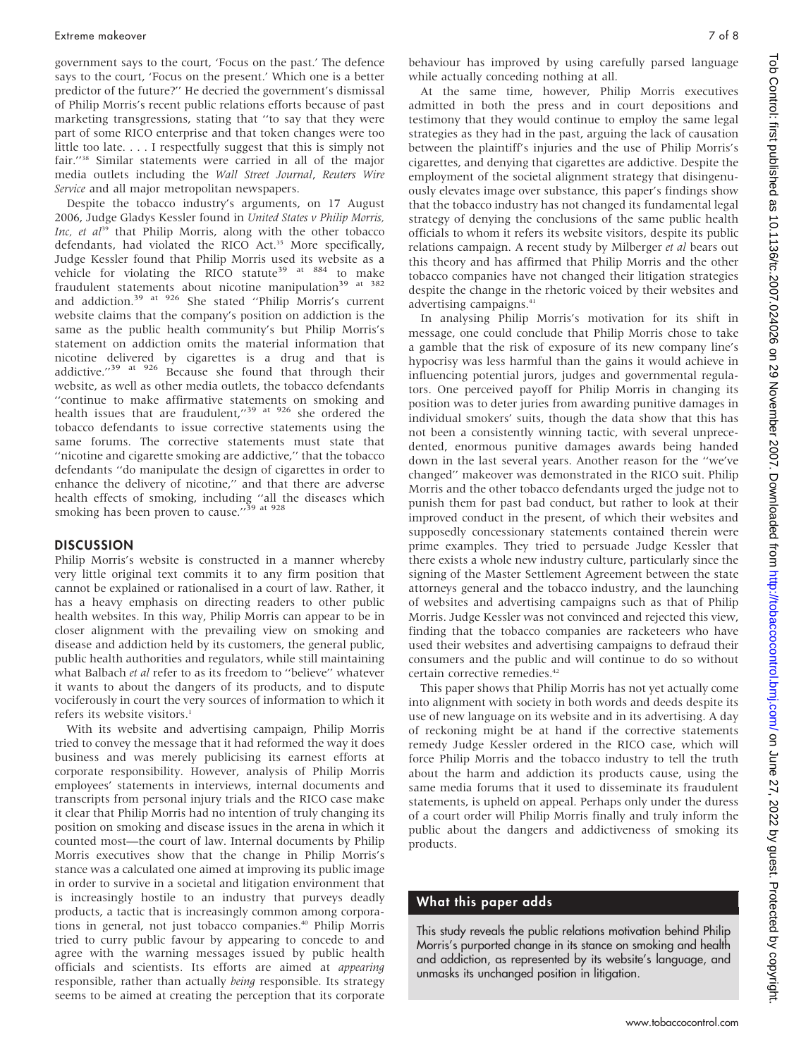government says to the court, 'Focus on the past.' The defence says to the court, 'Focus on the present.' Which one is a better predictor of the future?'' He decried the government's dismissal of Philip Morris's recent public relations efforts because of past marketing transgressions, stating that ''to say that they were part of some RICO enterprise and that token changes were too little too late. . . . I respectfully suggest that this is simply not fair.''[38] Similar statements were carried in all of the major media outlets including the *Wall Street Journal*, *Reuters Wire Service* and all major metropolitan newspapers.

Despite the tobacco industry's arguments, on 17 August 2006, Judge Gladys Kessler found in *United States v Philip Morris, Inc, et al*[39] that Philip Morris, along with the other tobacco defendants, had violated the RICO Act.[35] More specifically, Judge Kessler found that Philip Morris used its website as a vehicle for violating the RICO statute[39 at 884] to make fraudulent statements about nicotine manipulation[39 at 382] and addiction.[39 at 926] She stated ''Philip Morris's current website claims that the company's position on addiction is the same as the public health community's but Philip Morris's statement on addiction omits the material information that nicotine delivered by cigarettes is a drug and that is addictive.''[39 at 926] Because she found that through their website, as well as other media outlets, the tobacco defendants ''continue to make affirmative statements on smoking and health issues that are fraudulent,''[39 at 926] she ordered the tobacco defendants to issue corrective statements using the same forums. The corrective statements must state that ''nicotine and cigarette smoking are addictive,'' that the tobacco defendants ''do manipulate the design of cigarettes in order to enhance the delivery of nicotine,'' and that there are adverse health effects of smoking, including ''all the diseases which smoking has been proven to cause.''[39 at 928]

## DISCUSSION

Philip Morris's website is constructed in a manner whereby very little original text commits it to any firm position that cannot be explained or rationalised in a court of law. Rather, it has a heavy emphasis on directing readers to other public health websites. In this way, Philip Morris can appear to be in closer alignment with the prevailing view on smoking and disease and addiction held by its customers, the general public, public health authorities and regulators, while still maintaining what Balbach *et al* refer to as its freedom to ''believe'' whatever it wants to about the dangers of its products, and to dispute vociferously in court the very sources of information to which it refers its website visitors.[1]

With its website and advertising campaign, Philip Morris tried to convey the message that it had reformed the way it does business and was merely publicising its earnest efforts at corporate responsibility. However, analysis of Philip Morris employees' statements in interviews, internal documents and transcripts from personal injury trials and the RICO case make it clear that Philip Morris had no intention of truly changing its position on smoking and disease issues in the arena in which it counted most—the court of law. Internal documents by Philip Morris executives show that the change in Philip Morris's stance was a calculated one aimed at improving its public image in order to survive in a societal and litigation environment that is increasingly hostile to an industry that purveys deadly products, a tactic that is increasingly common among corporations in general, not just tobacco companies.[40] Philip Morris tried to curry public favour by appearing to concede to and agree with the warning messages issued by public health officials and scientists. Its efforts are aimed at *appearing* responsible, rather than actually *being* responsible. Its strategy seems to be aimed at creating the perception that its corporate behaviour has improved by using carefully parsed language while actually conceding nothing at all.

At the same time, however, Philip Morris executives admitted in both the press and in court depositions and testimony that they would continue to employ the same legal strategies as they had in the past, arguing the lack of causation between the plaintiff's injuries and the use of Philip Morris's cigarettes, and denying that cigarettes are addictive. Despite the employment of the societal alignment strategy that disingenuously elevates image over substance, this paper's findings show that the tobacco industry has not changed its fundamental legal strategy of denying the conclusions of the same public health officials to whom it refers its website visitors, despite its public relations campaign. A recent study by Milberger *et al* bears out this theory and has affirmed that Philip Morris and the other tobacco companies have not changed their litigation strategies despite the change in the rhetoric voiced by their websites and advertising campaigns.[41]

In analysing Philip Morris's motivation for its shift in message, one could conclude that Philip Morris chose to take a gamble that the risk of exposure of its new company line's hypocrisy was less harmful than the gains it would achieve in influencing potential jurors, judges and governmental regulators. One perceived payoff for Philip Morris in changing its position was to deter juries from awarding punitive damages in individual smokers' suits, though the data show that this has not been a consistently winning tactic, with several unprecedented, enormous punitive damages awards being handed down in the last several years. Another reason for the ''we've changed'' makeover was demonstrated in the RICO suit. Philip Morris and the other tobacco defendants urged the judge not to punish them for past bad conduct, but rather to look at their improved conduct in the present, of which their websites and supposedly concessionary statements contained therein were prime examples. They tried to persuade Judge Kessler that there exists a whole new industry culture, particularly since the signing of the Master Settlement Agreement between the state attorneys general and the tobacco industry, and the launching of websites and advertising campaigns such as that of Philip Morris. Judge Kessler was not convinced and rejected this view, finding that the tobacco companies are racketeers who have used their websites and advertising campaigns to defraud their consumers and the public and will continue to do so without certain corrective remedies.[42]

This paper shows that Philip Morris has not yet actually come into alignment with society in both words and deeds despite its use of new language on its website and in its advertising. A day of reckoning might be at hand if the corrective statements remedy Judge Kessler ordered in the RICO case, which will force Philip Morris and the tobacco industry to tell the truth about the harm and addiction its products cause, using the same media forums that it used to disseminate its fraudulent statements, is upheld on appeal. Perhaps only under the duress of a court order will Philip Morris finally and truly inform the public about the dangers and addictiveness of smoking its products.

### What this paper adds

This study reveals the public relations motivation behind Philip Morris's purported change in its stance on smoking and health and addiction, as represented by its website's language, and unmasks its unchanged position in litigation.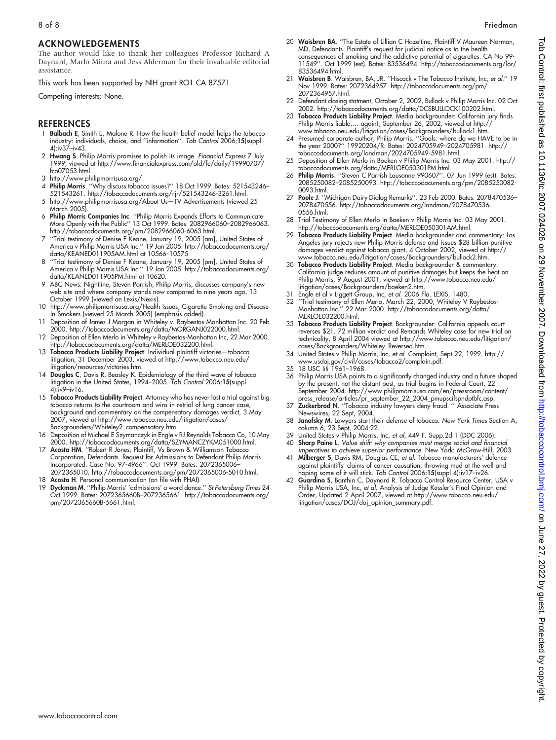## ACKNOWLEDGEMENTS

The author would like to thank her colleagues Professor Richard A Daynard, Marlo Miura and Jess Alderman for their invaluable editorial assistance.

This work has been supported by NIH grant RO1 CA 87571.

Competing interests: None.

## REFERENCES

1. **Balbach E**, Smith E, Malone R. How the health belief model helps the tobacco industry: individuals, choice, and ''information''. *Tob Control* 2006;**15**(suppl 4):iv37–iv43.
2. **Hwang S**. Philip Morris promises to polish its image. *Financial Express* 7 July 1999, viewed at http://www.financialexpress.com/old/fe/daily/19990707/fco07053.html.
3. http://www.philipmorrisusa.org/.
4. **Philip Morris**. ''Why discuss tobacco issues?'' 18 Oct 1999. Bates: 521543246–521543261. http://tobaccodocuments.org/rjr/521543246-3261.html.
5. http://www.philipmorrisusa.org/About Us—TV Advertisements (viewed 25 March 2005).
6. **Philip Morris Companies Inc**. ''Philip Morris Expands Efforts to Communicate More Openly with the Public'' 13 Oct 1999. Bates: 2082966060–2082966063. http://tobaccodocuments.org/pm/2082966060-6063.html.
7. ''Trial testimony of Denise F Keane, January 19, 2005 [am], United States of America v Philip Morris USA Inc.'' 19 Jan 2005. http://tobaccodocuments.org/datta/KEANED011905AM.html at 10566–10575.
8. ''Trial testimony of Denise F Keane, January 19, 2005 [pm], United States of America v Philip Morris USA Inc.'' 19 Jan 2005. http://tobaccodocuments.org/datta/KEANED011905PM.html at 10620.
9. ABC News: Nightline, Steven Parrish, Philip Morris, discusses company's new web site and where company stands now compared to nine years ago, 13 October 1999 (viewed on Lexis/Nexis).
10. http://www.philipmorrisusa.org/Health Issues, Cigarette Smoking and Disease In Smokers (viewed 25 March 2005) (emphasis added).
11. Deposition of James J Morgan in Whiteley v. Raybestos-Manhattan Inc. 20 Feb 2000. http://tobaccodocuments.org/datta/MORGANJ022000.html.
12. Deposition of Ellen Merlo in Whiteley v Raybestos-Manhattan Inc, 22 Mar 2000. http://tobaccodocuments.org/datta/MERLOE032200.html.
13. **Tobacco Products Liability Project**. Individual plaintiff victories—tobacco litigation, 31 December 2003, viewed at http://www.tobacco.neu.edu/litigation/resources/victories.htm.
14. **Douglas C**, Davis R, Beasley K. Epidemiology of the third wave of tobacco litigation in the United States, 1994–2005. *Tob Control* 2006;**15**(suppl 4):iv9–iv16.
15. **Tobacco Products Liability Project**. Attorney who has never lost a trial against big tobacco returns to the courtroom and wins in retrial of lung cancer case, background and commentary on the compensatory damages verdict, 3 May 2007, viewed at http://www.tobacco.neu.edu/litigation/cases/Backgrounders/Whiteley2_compensatory.htm.
16. Deposition of Michael E Szymanczyk in Engle v RJ Reynolds Tobacco Co, 10 May 2000. http://tobaccodocuments.org/datta/SZYMANCZYKM051000.html.
17. **Acosta HM**. ''Robert R Jones, Plaintiff, Vs Brown & Williamson Tobacco Corporation, Defendants. Request for Admissions to Defendant Philip Morris Incorporated. Case No: 97-4966''. Oct 1999. Bates: 2072365006–2072365010. http://tobaccodocuments.org/pm/2072365006-5010.html.
18. **Acosta H**. Personal communication (on file with PHAI).
19. **Dyckman M**. ''Philip Morris' 'admissions' a word dance.'' *St Petersburg Times* 24 Oct 1999. Bates: 2072365660B–2072365661. http://tobaccodocuments.org/pm/2072365660B-5661.html.
20. **Waisbren BA**. ''The Estate of Lillian C Hazeltine, Plaintiff V Maureen Norman, MD, Defendants. Plaintiff's request for judicial notice as to the health consequences of smoking and the addictive potential of cigarettes. CA No 99-11549''. Oct 1999 (est). Bates: 83536494. http://tobaccodocuments.org/lor/83536494.html.
21. **Waisbren B**. Waisbren, BA, JR. ''Hiscock v The Tobacco Institute, Inc, *et al*.'' 19 Nov 1999. Bates: 2072364957. http://tobaccodocuments.org/pm/2072364957.html.
22. Defendant closing statment, October 2, 2002, Bullock v Philip Morris Inc. 02 Oct 2002. http://tobaccodocuments.org/datta/DCSBULLOCK100202.html.
23. **Tobacco Products Liability Project**. Media backgrounder: California jury finds Philip Morris liable…. again!, September 26, 2002, viewed at http://www.tobacco.neu.edu/litigation/cases/Backgrounders/bullock1.htm.
24. Presumed corporate author, Philip Morris. ''Goals: where do we HAVE to be in the year 2000?'' 19920204/R. Bates: 2024705949–2024705981. http://tobaccodocuments.org/landman/2024705949-5981.html.
25. Deposition of Ellen Merlo in Boeken v Philip Morris Inc. 03 May 2001. http://tobaccodocuments.org/datta/MERLOE050301PM.html.
26. **Philip Morris**. ''Steven C Parrish Lausanne 990607''. 07 Jun 1999 (est). Bates: 2085250082–2085250093. http://tobaccodocuments.org/pm/2085250082-0093.html.
27. **Poole J**. ''Michigan Dairy Dialog Remarks''. 23 Feb 2000. Bates: 2078470536–2078470556. http://tobaccodocuments.org/landman/2078470536-0556.html.
28. Trial Testimony of Ellen Merlo in Boeken v Philip Morris Inc. 03 May 2001. http://tobaccodocuments.org/datta/MERLOE050301AM.html.
29. **Tobacco Products Liability Project**. Media backgrounder and commentary: Los Angeles jury rejects new Philip Morris defense and issues $28 billion punitive damages verdict against tobacco giant, 4 October 2002, viewed at http://www.tobacco.neu.edu/litigation/cases/Backgrounders/bullock2.htm.
30. **Tobacco Products Liability Project**. Media backgrounder & commentary: California judge reduces amount of punitive damages but keeps the heat on Philip Morris, 9 August 2001, viewed at http://www.tobacco.neu.edu/litigation/cases/Backgrounders/boeken2.htm.
31. Engle et al v Liggett Group, Inc, *et al*. 2006 Fla. LEXIS, 1480.
32. ''Trial testimony of Ellen Merlo, March 22, 2000, Whiteley V Raybestos-Manhattan Inc.'' 22 Mar 2000. http://tobaccodocuments.org/datta/MERLOE032200.html.
33. **Tobacco Products Liability Project**. Backgrounder: California appeals court reverses $21. 72 million verdict and Remands Whiteley case for new trial on technicality, 8 April 2004 viewed at http://www.tobacco.neu.edu/litigation/cases/Backgrounders/Whiteley_Reversed.htm.
34. United States v Philip Morris, Inc, *et al*. Complaint, Sept 22, 1999. http://www.usdoj.gov/civil/cases/tobacco2/complain.pdf.
35. 18 USC §§ 1961–1968.
36. Philip Morris USA points to a significantly changed industry and a future shaped by the present, not the distant past, as trial begins in Federal Court, 22 September 2004. http://www.philipmorrisusa.com/en/pressroom/content/press_release/articles/pr_september_22_2004_pmupscifspndptbfc.asp.
37. **Zuckerbrod N**. ''Tobacco industry lawyers deny fraud. '' Associate Press Newswires, 22 Sept, 2004.
38. **Janofsky M**. Lawyers start their defense of tobacco. *New York Times* Section A, column 6, 23 Sept, 2004:22.
39. United States v Philip Morris, Inc, *et al*, 449 F. Supp.2d 1 (DDC 2006).
40. **Sharp Paine L**. *Value shift: why companies must merge social and financial imperatives to achieve superior performance*. New York: McGraw-Hill, 2003.
41. **Milberger S**, Davis RM, Douglas CE, *et al*. Tobacco manufacturers' defence against plaintiffs' claims of cancer causation: throwing mud at the wall and hoping some of it will stick. *Tob Control* 2006;**15**(suppl 4):iv17–iv26.
42. **Guardino S**, Banthin C, Daynard R. Tobacco Control Resource Center, USA v Philip Morris USA, Inc, *et al*. Analysis of Judge Kessler's Final Opinion and Order, Updated 2 April 2007, viewed at http://www.tobacco.neu.edu/litigation/cases/DOJ/doj_opinion_summary.pdf.